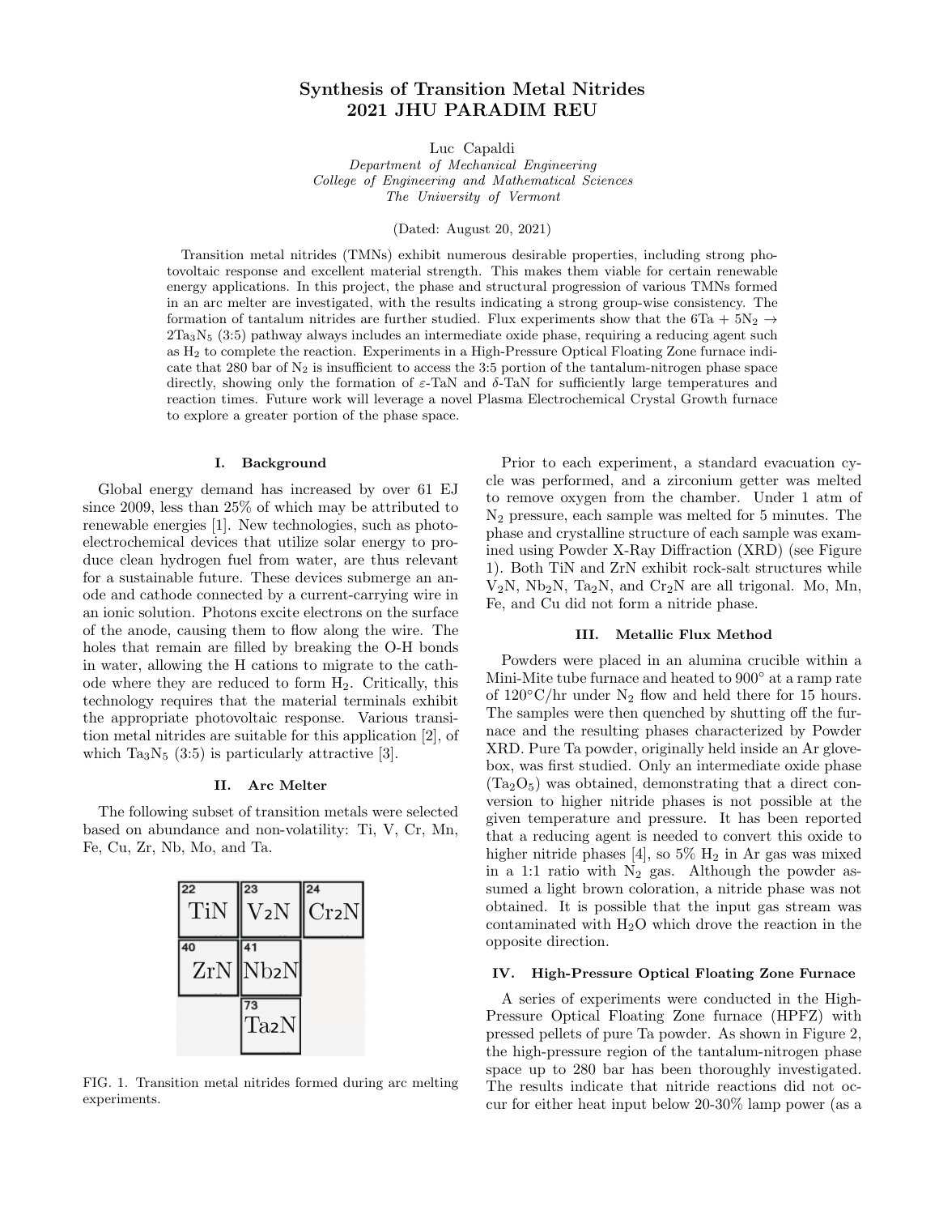# Synthesis of Transition Metal Nitrides
## 2021 JHU PARADIM REU

Luc Capaldi

*Department of Mechanical Engineering*
*College of Engineering and Mathematical Sciences*
*The University of Vermont*

(Dated: August 20, 2021)

Transition metal nitrides (TMNs) exhibit numerous desirable properties, including strong photovoltaic response and excellent material strength. This makes them viable for certain renewable energy applications. In this project, the phase and structural progression of various TMNs formed in an arc melter are investigated, with the results indicating a strong group-wise consistency. The formation of tantalum nitrides are further studied. Flux experiments show that the $6Ta + 5N_2 \rightarrow 2Ta_3N_5$ (3:5) pathway always includes an intermediate oxide phase, requiring a reducing agent such as $H_2$ to complete the reaction. Experiments in a High-Pressure Optical Floating Zone furnace indicate that 280 bar of $N_2$ is insufficient to access the 3:5 portion of the tantalum-nitrogen phase space directly, showing only the formation of $\varepsilon$-TaN and $\delta$-TaN for sufficiently large temperatures and reaction times. Future work will leverage a novel Plasma Electrochemical Crystal Growth furnace to explore a greater portion of the phase space.

### I. Background

Global energy demand has increased by over 61 EJ since 2009, less than 25% of which may be attributed to renewable energies [1]. New technologies, such as photoelectrochemical devices that utilize solar energy to produce clean hydrogen fuel from water, are thus relevant for a sustainable future. These devices submerge an anode and cathode connected by a current-carrying wire in an ionic solution. Photons excite electrons on the surface of the anode, causing them to flow along the wire. The holes that remain are filled by breaking the O-H bonds in water, allowing the H cations to migrate to the cathode where they are reduced to form $H_2$. Critically, this technology requires that the material terminals exhibit the appropriate photovoltaic response. Various transition metal nitrides are suitable for this application [2], of which $Ta_3N_5$ (3:5) is particularly attractive [3].

### II. Arc Melter

The following subset of transition metals were selected based on abundance and non-volatility: Ti, V, Cr, Mn, Fe, Cu, Zr, Nb, Mo, and Ta.

| 22 TiN | 23 $V_2N$ | 24 $Cr_2N$ |
|---|---|---|
| 40 ZrN | 41 $Nb_2N$ | |
| | 73 $Ta_2N$ | |

FIG. 1. Transition metal nitrides formed during arc melting experiments.

Prior to each experiment, a standard evacuation cycle was performed, and a zirconium getter was melted to remove oxygen from the chamber. Under 1 atm of $N_2$ pressure, each sample was melted for 5 minutes. The phase and crystalline structure of each sample was examined using Powder X-Ray Diffraction (XRD) (see Figure 1). Both TiN and ZrN exhibit rock-salt structures while $V_2N$, $Nb_2N$, $Ta_2N$, and $Cr_2N$ are all trigonal. Mo, Mn, Fe, and Cu did not form a nitride phase.

### III. Metallic Flux Method

Powders were placed in an alumina crucible within a Mini-Mite tube furnace and heated to 900° at a ramp rate of 120°C/hr under $N_2$ flow and held there for 15 hours. The samples were then quenched by shutting off the furnace and the resulting phases characterized by Powder XRD. Pure Ta powder, originally held inside an Ar glovebox, was first studied. Only an intermediate oxide phase ($Ta_2O_5$) was obtained, demonstrating that a direct conversion to higher nitride phases is not possible at the given temperature and pressure. It has been reported that a reducing agent is needed to convert this oxide to higher nitride phases [4], so 5% $H_2$ in Ar gas was mixed in a 1:1 ratio with $N_2$ gas. Although the powder assumed a light brown coloration, a nitride phase was not obtained. It is possible that the input gas stream was contaminated with $H_2O$ which drove the reaction in the opposite direction.

### IV. High-Pressure Optical Floating Zone Furnace

A series of experiments were conducted in the High-Pressure Optical Floating Zone furnace (HPFZ) with pressed pellets of pure Ta powder. As shown in Figure 2, the high-pressure region of the tantalum-nitrogen phase space up to 280 bar has been thoroughly investigated. The results indicate that nitride reactions did not occur for either heat input below 20-30% lamp power (as a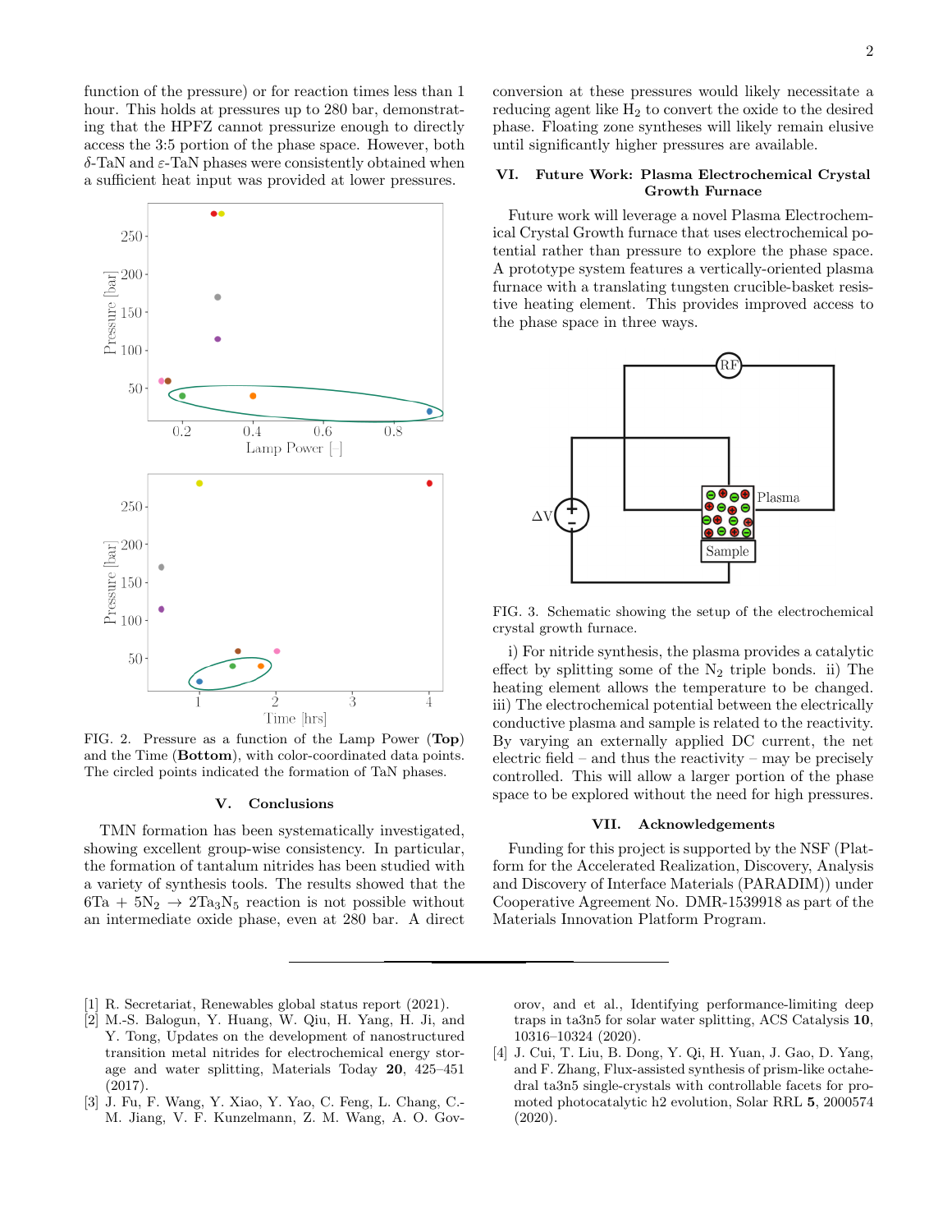function of the pressure) or for reaction times less than 1 hour. This holds at pressures up to 280 bar, demonstrating that the HPFZ cannot pressurize enough to directly access the 3:5 portion of the phase space. However, both $\delta$-TaN and $\varepsilon$-TaN phases were consistently obtained when a sufficient heat input was provided at lower pressures.

Pressure [bar]
250
200
150
100
50
0.2 0.4 0.6 0.8
Lamp Power [-]

Pressure [bar]
250
200
150
100
50
1 2 3 4
Time [hrs]

FIG. 2. Pressure as a function of the Lamp Power (**Top**) and the Time (**Bottom**), with color-coordinated data points. The circled points indicated the formation of TaN phases.

## V. Conclusions

TMN formation has been systematically investigated, showing excellent group-wise consistency. In particular, the formation of tantalum nitrides has been studied with a variety of synthesis tools. The results showed that the $6Ta + 5N_2 \rightarrow 2Ta_3N_5$ reaction is not possible without an intermediate oxide phase, even at 280 bar. A direct conversion at these pressures would likely necessitate a reducing agent like $H_2$ to convert the oxide to the desired phase. Floating zone syntheses will likely remain elusive until significantly higher pressures are available.

## VI. Future Work: Plasma Electrochemical Crystal Growth Furnace

Future work will leverage a novel Plasma Electrochemical Crystal Growth furnace that uses electrochemical potential rather than pressure to explore the phase space. A prototype system features a vertically-oriented plasma furnace with a translating tungsten crucible-basket resistive heating element. This provides improved access to the phase space in three ways.

RF
ΔV
+
-
Plasma
Sample

FIG. 3. Schematic showing the setup of the electrochemical crystal growth furnace.

i) For nitride synthesis, the plasma provides a catalytic effect by splitting some of the $N_2$ triple bonds. ii) The heating element allows the temperature to be changed. iii) The electrochemical potential between the electrically conductive plasma and sample is related to the reactivity. By varying an externally applied DC current, the net electric field – and thus the reactivity – may be precisely controlled. This will allow a larger portion of the phase space to be explored without the need for high pressures.

## VII. Acknowledgements

Funding for this project is supported by the NSF (Platform for the Accelerated Realization, Discovery, Analysis and Discovery of Interface Materials (PARADIM)) under Cooperative Agreement No. DMR-1539918 as part of the Materials Innovation Platform Program.

---

[1] R. Secretariat, Renewables global status report (2021).

[2] M.-S. Balogun, Y. Huang, W. Qiu, H. Yang, H. Ji, and Y. Tong, Updates on the development of nanostructured transition metal nitrides for electrochemical energy storage and water splitting, Materials Today **20**, 425–451 (2017).

[3] J. Fu, F. Wang, Y. Xiao, Y. Yao, C. Feng, L. Chang, C.-M. Jiang, V. F. Kunzelmann, Z. M. Wang, A. O. Govorov, and et al., Identifying performance-limiting deep traps in ta3n5 for solar water splitting, ACS Catalysis **10**, 10316–10324 (2020).

[4] J. Cui, T. Liu, B. Dong, Y. Qi, H. Yuan, J. Gao, D. Yang, and F. Zhang, Flux-assisted synthesis of prism-like octahedral ta3n5 single-crystals with controllable facets for promoted photocatalytic h2 evolution, Solar RRL **5**, 2000574 (2020).